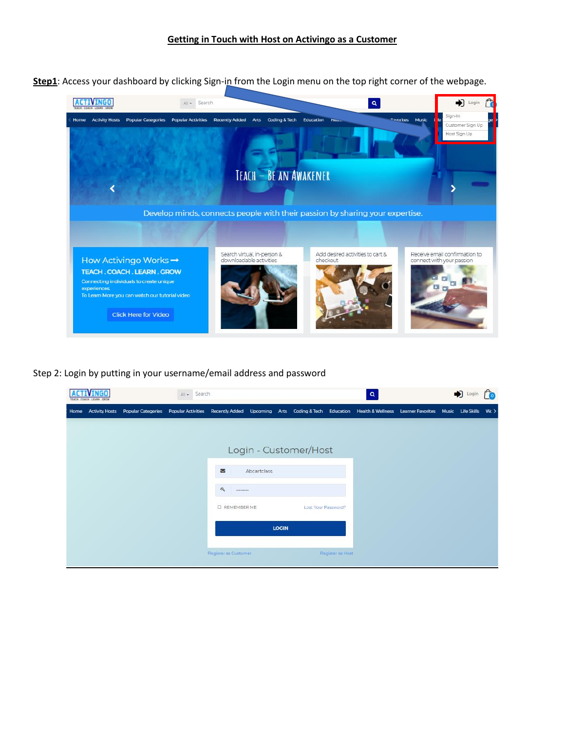## Getting in Touch with Host on Activingo as a Customer

**Step1**: Access your dashboard by clicking Sign-in from the Login menu on the top right corner of the webpage.

Step 2: Login by putting in your username/email address and password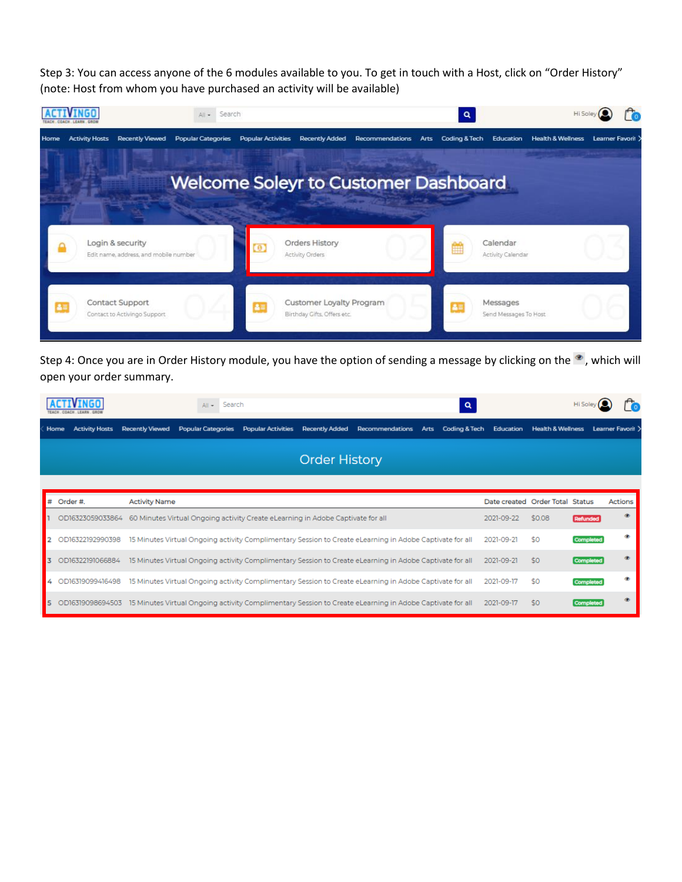Step 3: You can access anyone of the 6 modules available to you. To get in touch with a Host, click on "Order History" (note: Host from whom you have purchased an activity will be available)

Step 4: Once you are in Order History module, you have the option of sending a message by clicking on the 👁, which will open your order summary.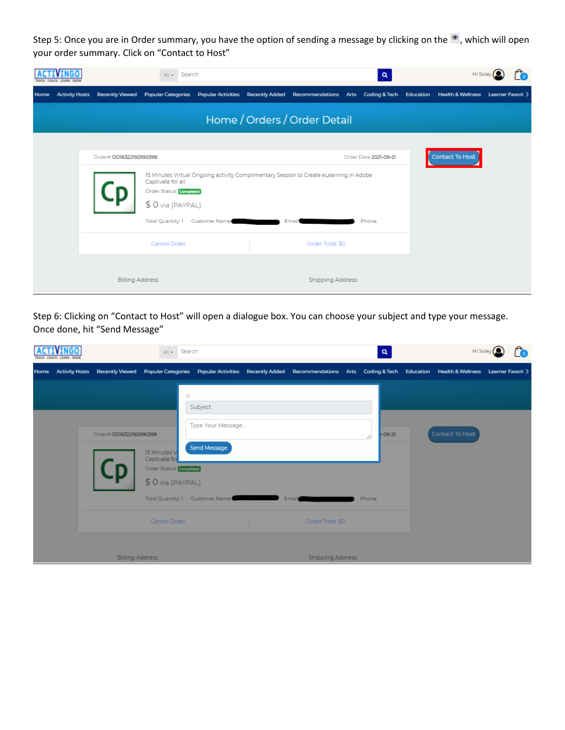Step 5: Once you are in Order summary, you have the option of sending a message by clicking on the 👁, which will open your order summary. Click on "Contact to Host"

Step 6: Clicking on "Contact to Host" will open a dialogue box. You can choose your subject and type your message. Once done, hit "Send Message"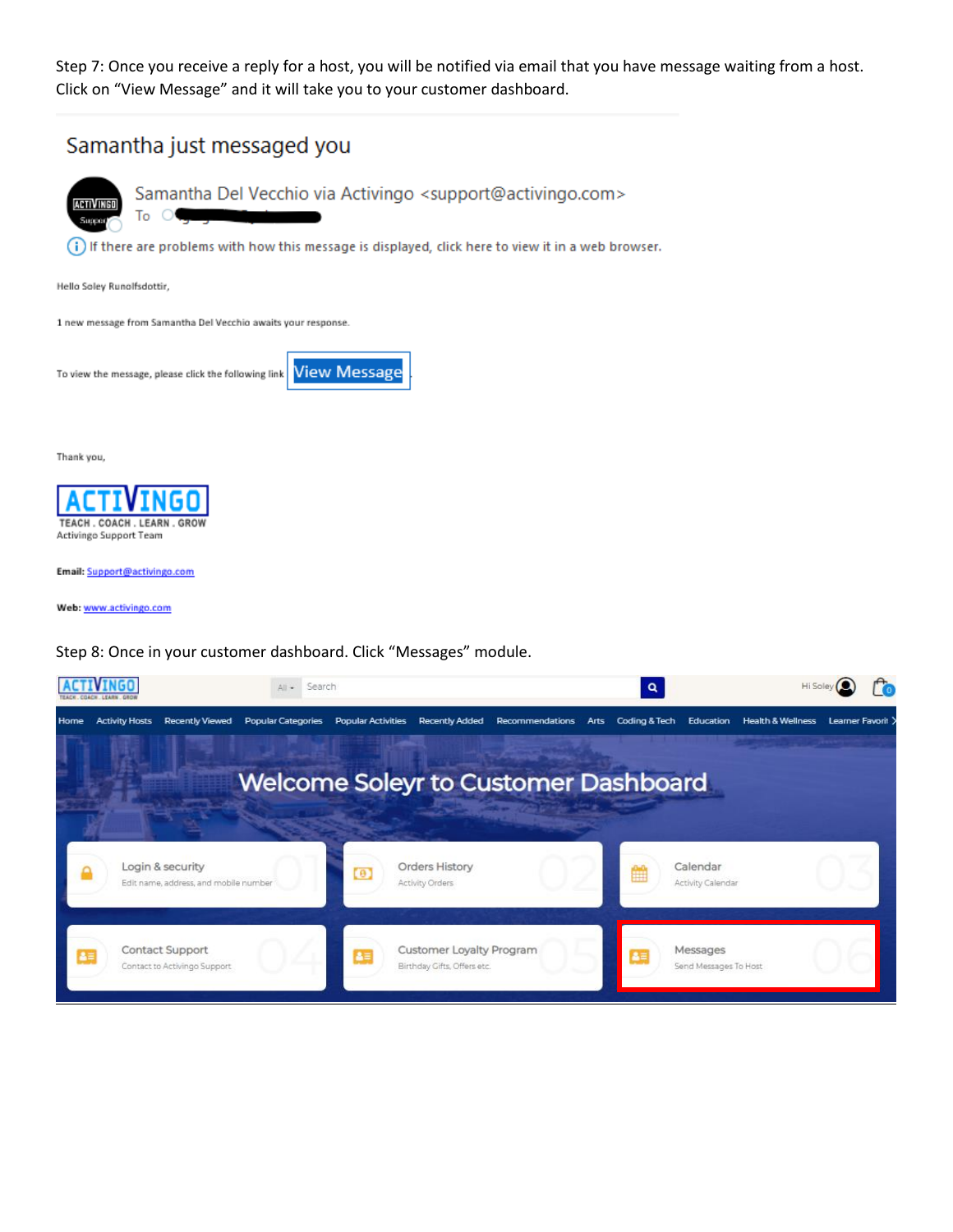Step 7: Once you receive a reply for a host, you will be notified via email that you have message waiting from a host. Click on "View Message" and it will take you to your customer dashboard.

Samantha just messaged you

Samantha Del Vecchio via Activingo <support@activingo.com>

To

If there are problems with how this message is displayed, click here to view it in a web browser.

Hello Soley Runolfsdottir,

1 new message from Samantha Del Vecchio awaits your response.

To view the message, please click the following link View Message

Thank you,

ACTIVINGO
TEACH . COACH . LEARN . GROW
Activingo Support Team

**Email:** Support@activingo.com

**Web:** www.activingo.com

Step 8: Once in your customer dashboard. Click "Messages" module.

Welcome Soleyr to Customer Dashboard

Login & security — Edit name, address, and mobile number
Orders History — Activity Orders
Calendar — Activity Calendar
Contact Support — Contact to Activingo Support
Customer Loyalty Program — Birthday Gifts, Offers etc.
Messages — Send Messages To Host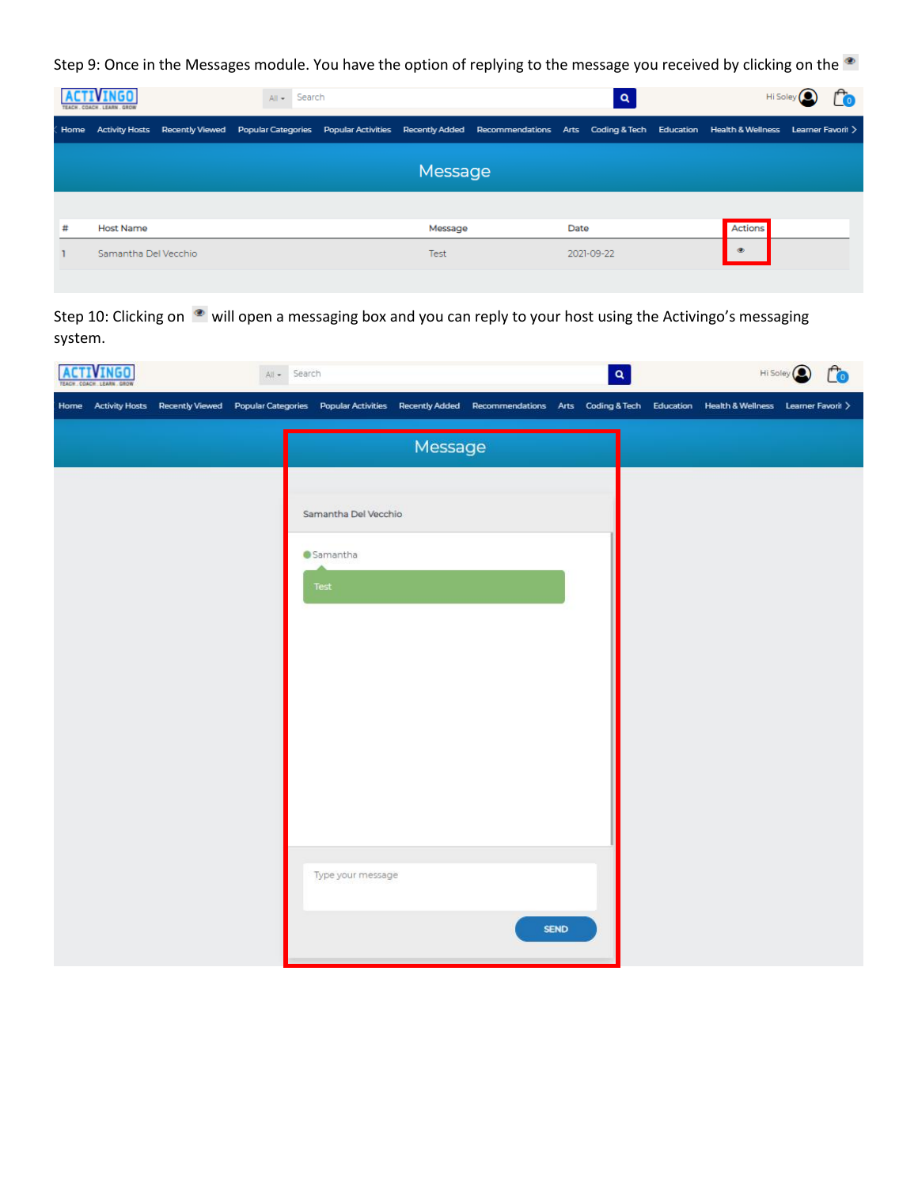Step 9: Once in the Messages module. You have the option of replying to the message you received by clicking on the

Step 10: Clicking on will open a messaging box and you can reply to your host using the Activingo's messaging system.